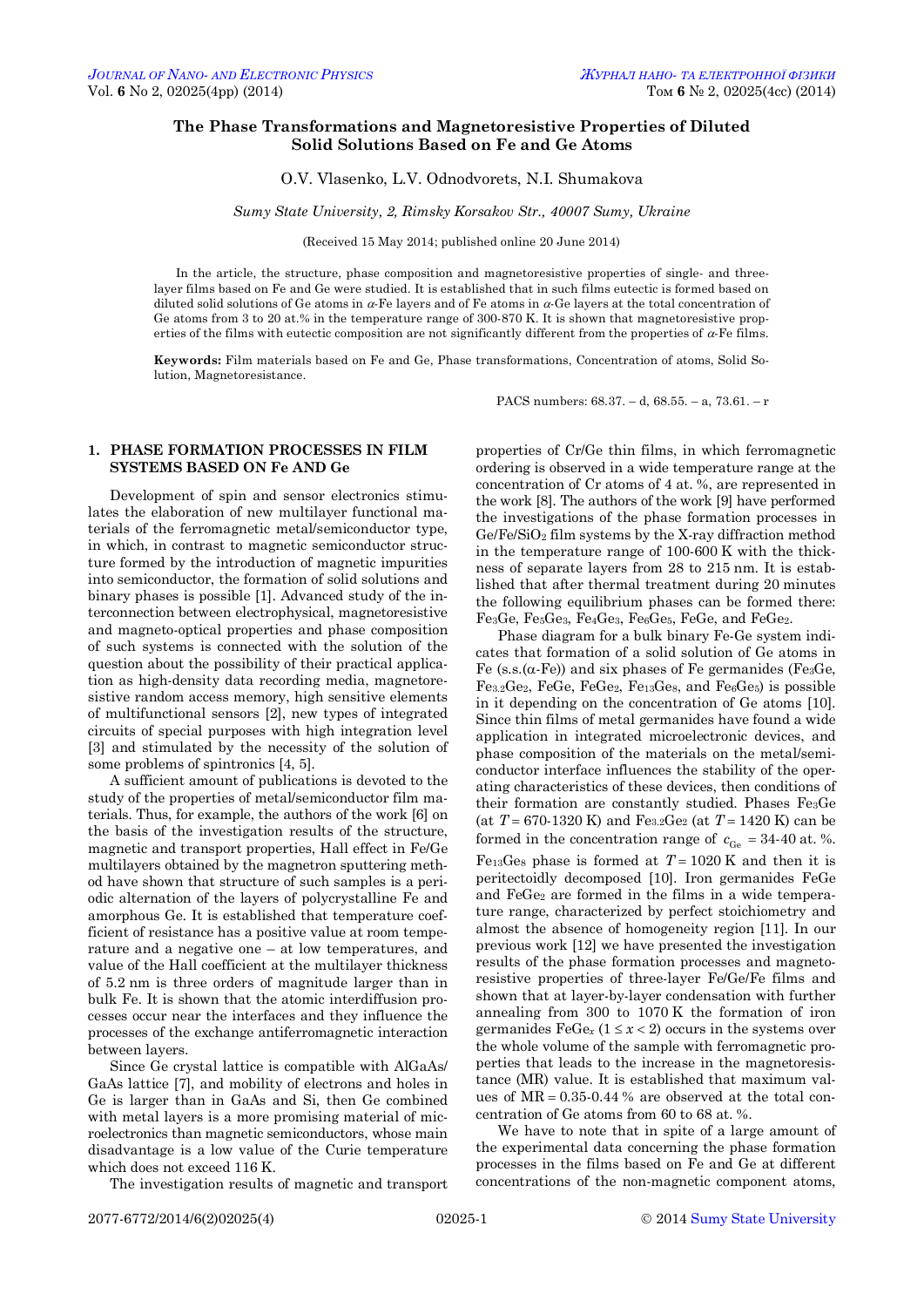# The Phase Transformations and Magnetoresistive Properties of Diluted Solid Solutions Based on Fe and Ge Atoms

O.V. Vlasenko, L.V. Odnodvorets, N.I. Shumakova

*Sumy State University, 2, Rimsky Korsakov Str., 40007 Sumy, Ukraine*

(Received 15 May 2014; published online 20 June 2014)

In the article, the structure, phase composition and magnetoresistive properties of single- and three-layer films based on Fe and Ge were studied. It is established that in such films eutectic is formed based on diluted solid solutions of Ge atoms in *α*-Fe layers and of Fe atoms in *α*-Ge layers at the total concentration of Ge atoms from 3 to 20 at.% in the temperature range of 300-870 K. It is shown that magnetoresistive properties of the films with eutectic composition are not significantly different from the properties of *α*-Fe films.

**Keywords:** Film materials based on Fe and Ge, Phase transformations, Concentration of atoms, Solid Solution, Magnetoresistance.

PACS numbers: 68.37. – d, 68.55. – a, 73.61. – r

## 1. PHASE FORMATION PROCESSES IN FILM SYSTEMS BASED ON Fe AND Ge

Development of spin and sensor electronics stimulates the elaboration of new multilayer functional materials of the ferromagnetic metal/semiconductor type, in which, in contrast to magnetic semiconductor structure formed by the introduction of magnetic impurities into semiconductor, the formation of solid solutions and binary phases is possible [1]. Advanced study of the interconnection between electrophysical, magnetoresistive and magneto-optical properties and phase composition of such systems is connected with the solution of the question about the possibility of their practical application as high-density data recording media, magnetoresistive random access memory, high sensitive elements of multifunctional sensors [2], new types of integrated circuits of special purposes with high integration level [3] and stimulated by the necessity of the solution of some problems of spintronics [4, 5].

A sufficient amount of publications is devoted to the study of the properties of metal/semiconductor film materials. Thus, for example, the authors of the work [6] on the basis of the investigation results of the structure, magnetic and transport properties, Hall effect in Fe/Ge multilayers obtained by the magnetron sputtering method have shown that structure of such samples is a periodic alternation of the layers of polycrystalline Fe and amorphous Ge. It is established that temperature coefficient of resistance has a positive value at room temperature and a negative one – at low temperatures, and value of the Hall coefficient at the multilayer thickness of 5.2 nm is three orders of magnitude larger than in bulk Fe. It is shown that the atomic interdiffusion processes occur near the interfaces and they influence the processes of the exchange antiferromagnetic interaction between layers.

Since Ge crystal lattice is compatible with AlGaAs/GaAs lattice [7], and mobility of electrons and holes in Ge is larger than in GaAs and Si, then Ge combined with metal layers is a more promising material of microelectronics than magnetic semiconductors, whose main disadvantage is a low value of the Curie temperature which does not exceed 116 K.

The investigation results of magnetic and transport properties of Cr/Ge thin films, in which ferromagnetic ordering is observed in a wide temperature range at the concentration of Cr atoms of 4 at. %, are represented in the work [8]. The authors of the work [9] have performed the investigations of the phase formation processes in $Ge/Fe/SiO_2$ film systems by the X-ray diffraction method in the temperature range of 100-600 K with the thickness of separate layers from 28 to 215 nm. It is established that after thermal treatment during 20 minutes the following equilibrium phases can be formed there: $Fe_3Ge$, $Fe_5Ge_3$, $Fe_4Ge_3$, $Fe_6Ge_5$, FeGe, and $FeGe_2$.

Phase diagram for a bulk binary Fe-Ge system indicates that formation of a solid solution of Ge atoms in Fe (s.s.(α-Fe)) and six phases of Fe germanides ($Fe_3Ge$, $Fe_{3.2}Ge_2$, FeGe, $FeGe_2$, $Fe_{13}Ge_8$, and $Fe_6Ge_5$) is possible in it depending on the concentration of Ge atoms [10]. Since thin films of metal germanides have found a wide application in integrated microelectronic devices, and phase composition of the materials on the metal/semiconductor interface influences the stability of the operating characteristics of these devices, then conditions of their formation are constantly studied. Phases $Fe_3Ge$ (at $T$ = 670-1320 K) and $Fe_{3.2}Ge_2$ (at $T$ = 1420 K) can be formed in the concentration range of $c_{Ge}$ = 34-40 at. %. $Fe_{13}Ge_8$ phase is formed at $T$ = 1020 K and then it is peritectoidly decomposed [10]. Iron germanides FeGe and $FeGe_2$ are formed in the films in a wide temperature range, characterized by perfect stoichiometry and almost the absence of homogeneity region [11]. In our previous work [12] we have presented the investigation results of the phase formation processes and magnetoresistive properties of three-layer Fe/Ge/Fe films and shown that at layer-by-layer condensation with further annealing from 300 to 1070 K the formation of iron germanides $FeGe_x$ ($1 \le x < 2$) occurs in the systems over the whole volume of the sample with ferromagnetic properties that leads to the increase in the magnetoresistance (MR) value. It is established that maximum values of MR = 0.35-0.44 % are observed at the total concentration of Ge atoms from 60 to 68 at. %.

We have to note that in spite of a large amount of the experimental data concerning the phase formation processes in the films based on Fe and Ge at different concentrations of the non-magnetic component atoms,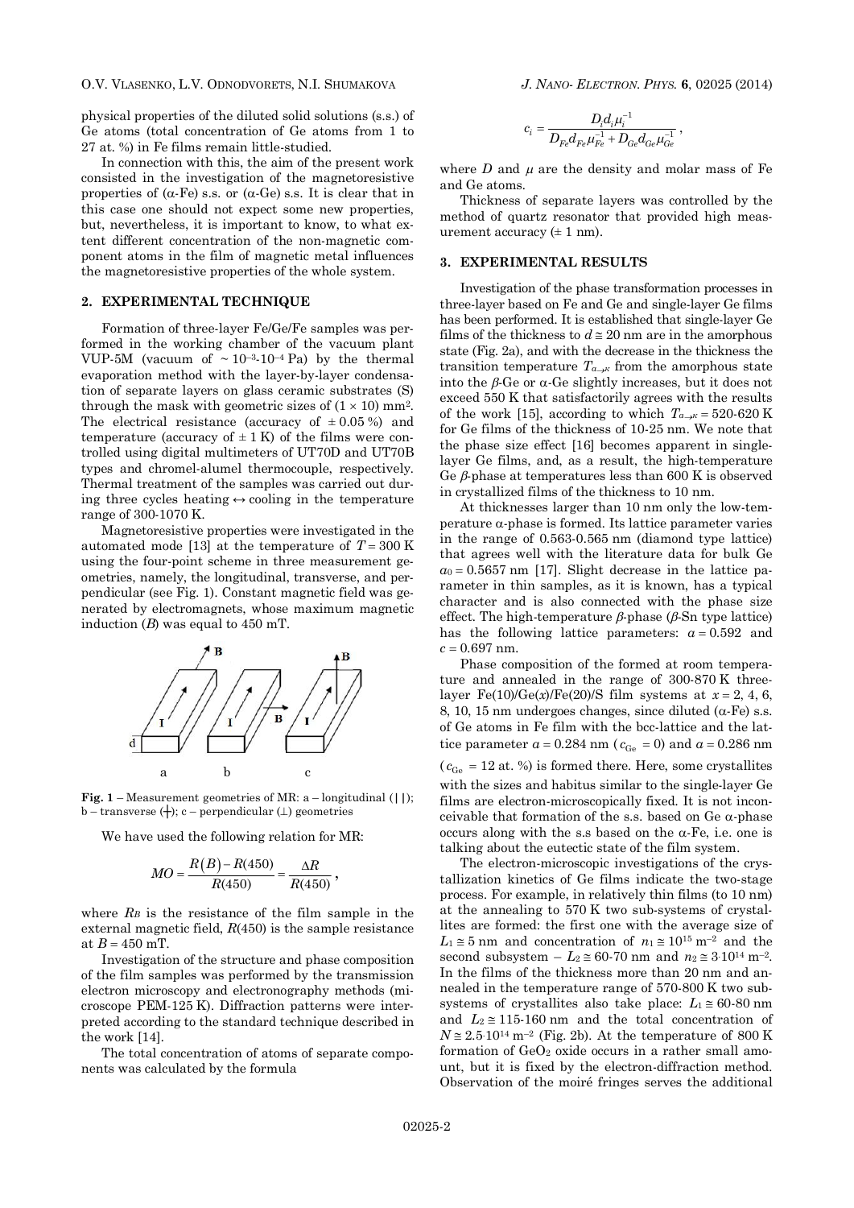physical properties of the diluted solid solutions (s.s.) of Ge atoms (total concentration of Ge atoms from 1 to 27 at. %) in Fe films remain little-studied.

In connection with this, the aim of the present work consisted in the investigation of the magnetoresistive properties of (α-Fe) s.s. or (α-Ge) s.s. It is clear that in this case one should not expect some new properties, but, nevertheless, it is important to know, to what extent different concentration of the non-magnetic component atoms in the film of magnetic metal influences the magnetoresistive properties of the whole system.

## 2. EXPERIMENTAL TECHNIQUE

Formation of three-layer Fe/Ge/Fe samples was performed in the working chamber of the vacuum plant VUP-5M (vacuum of $\sim 10^{-3}$-$10^{-4}$ Pa) by the thermal evaporation method with the layer-by-layer condensation of separate layers on glass ceramic substrates (S) through the mask with geometric sizes of $(1 \times 10)$ mm$^2$. The electrical resistance (accuracy of $\pm 0.05$ %) and temperature (accuracy of $\pm 1$ K) of the films were controlled using digital multimeters of UT70D and UT70B types and chromel-alumel thermocouple, respectively. Thermal treatment of the samples was carried out during three cycles heating $\leftrightarrow$ cooling in the temperature range of 300-1070 K.

Magnetoresistive properties were investigated in the automated mode [13] at the temperature of $T = 300$ K using the four-point scheme in three measurement geometries, namely, the longitudinal, transverse, and perpendicular (see Fig. 1). Constant magnetic field was generated by electromagnets, whose maximum magnetic induction ($B$) was equal to 450 mT.

**Fig. 1** – Measurement geometries of MR: a – longitudinal (||); b – transverse (┼); c – perpendicular (⊥) geometries

We have used the following relation for MR:

$$MO = \frac{R(B) - R(450)}{R(450)} = \frac{\Delta R}{R(450)},$$

where $R_B$ is the resistance of the film sample in the external magnetic field, $R(450)$ is the sample resistance at $B = 450$ mT.

Investigation of the structure and phase composition of the film samples was performed by the transmission electron microscopy and electronography methods (microscope PEM-125 K). Diffraction patterns were interpreted according to the standard technique described in the work [14].

The total concentration of atoms of separate components was calculated by the formula

$$c_i = \frac{D_i d_i \mu_i^{-1}}{D_{Fe} d_{Fe} \mu_{Fe}^{-1} + D_{Ge} d_{Ge} \mu_{Ge}^{-1}},$$

where $D$ and $\mu$ are the density and molar mass of Fe and Ge atoms.

Thickness of separate layers was controlled by the method of quartz resonator that provided high measurement accuracy ($\pm 1$ nm).

## 3. EXPERIMENTAL RESULTS

Investigation of the phase transformation processes in three-layer based on Fe and Ge and single-layer Ge films has been performed. It is established that single-layer Ge films of the thickness to $d \cong 20$ nm are in the amorphous state (Fig. 2a), and with the decrease in the thickness the transition temperature $T_{a \to к}$ from the amorphous state into the $\beta$-Ge or $\alpha$-Ge slightly increases, but it does not exceed 550 K that satisfactorily agrees with the results of the work [15], according to which $T_{a \to к} = 520$-$620$ K for Ge films of the thickness of 10-25 nm. We note that the phase size effect [16] becomes apparent in single-layer Ge films, and, as a result, the high-temperature Ge $\beta$-phase at temperatures less than 600 K is observed in crystallized films of the thickness to 10 nm.

At thicknesses larger than 10 nm only the low-temperature $\alpha$-phase is formed. Its lattice parameter varies in the range of 0.563-0.565 nm (diamond type lattice) that agrees well with the literature data for bulk Ge $a_0 = 0.5657$ nm [17]. Slight decrease in the lattice parameter in thin samples, as it is known, has a typical character and is also connected with the phase size effect. The high-temperature $\beta$-phase ($\beta$-Sn type lattice) has the following lattice parameters: $a = 0.592$ and $c = 0.697$ nm.

Phase composition of the formed at room temperature and annealed in the range of 300-870 K three-layer Fe(10)/Ge($x$)/Fe(20)/S film systems at $x = 2$, 4, 6, 8, 10, 15 nm undergoes changes, since diluted (α-Fe) s.s. of Ge atoms in Fe film with the bcc-lattice and the lattice parameter $a = 0.284$ nm ($c_{Ge} = 0$) and $a = 0.286$ nm ($c_{Ge} = 12$ at. %) is formed there. Here, some crystallites with the sizes and habitus similar to the single-layer Ge films are electron-microscopically fixed. It is not inconceivable that formation of the s.s. based on Ge $\alpha$-phase occurs along with the s.s based on the α-Fe, i.e. one is talking about the eutectic state of the film system.

The electron-microscopic investigations of the crystallization kinetics of Ge films indicate the two-stage process. For example, in relatively thin films (to 10 nm) at the annealing to 570 K two sub-systems of crystallites are formed: the first one with the average size of $L_1 \cong 5$ nm and concentration of $n_1 \cong 10^{15}$ m$^{-2}$ and the second subsystem – $L_2 \cong 60$-$70$ nm and $n_2 \cong 3 \cdot 10^{14}$ m$^{-2}$. In the films of the thickness more than 20 nm and annealed in the temperature range of 570-800 K two subsystems of crystallites also take place: $L_1 \cong 60$-$80$ nm and $L_2 \cong 115$-$160$ nm and the total concentration of $N \cong 2.5 \cdot 10^{14}$ m$^{-2}$ (Fig. 2b). At the temperature of 800 K formation of $GeO_2$ oxide occurs in a rather small amount, but it is fixed by the electron-diffraction method. Observation of the moiré fringes serves the additional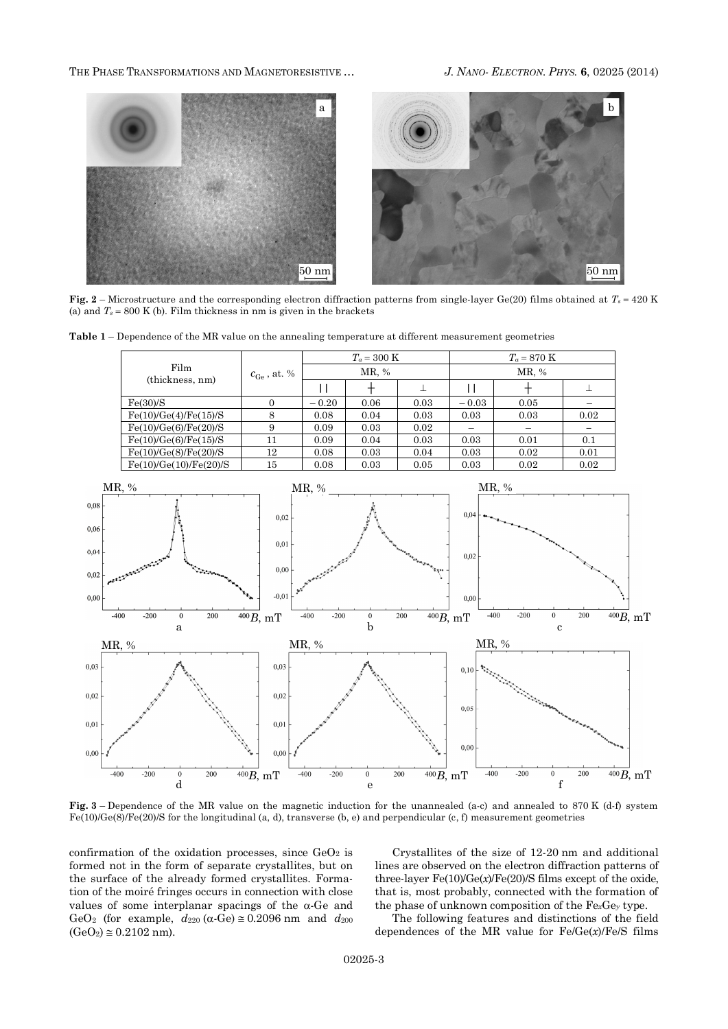**Fig. 2** – Microstructure and the corresponding electron diffraction patterns from single-layer Ge(20) films obtained at $T_s = 420$ K (a) and $T_s = 800$ K (b). Film thickness in nm is given in the brackets

**Table 1** – Dependence of the MR value on the annealing temperature at different measurement geometries

| Film (thickness, nm) | $c_{Ge}$, at. % | $T_a = 300$ K | | | $T_a = 870$ K | | |
|---|---|---|---|---|---|---|---|
| | | MR, % | | | MR, % | | |
| | | \|\| | + | ⊥ | \|\| | + | ⊥ |
| Fe(30)/S | 0 | – 0.20 | 0.06 | 0.03 | – 0.03 | 0.05 | – |
| Fe(10)/Ge(4)/Fe(15)/S | 8 | 0.08 | 0.04 | 0.03 | 0.03 | 0.03 | 0.02 |
| Fe(10)/Ge(6)/Fe(20)/S | 9 | 0.09 | 0.03 | 0.02 | – | – | – |
| Fe(10)/Ge(6)/Fe(15)/S | 11 | 0.09 | 0.04 | 0.03 | 0.03 | 0.01 | 0.1 |
| Fe(10)/Ge(8)/Fe(20)/S | 12 | 0.08 | 0.03 | 0.04 | 0.03 | 0.02 | 0.01 |
| Fe(10)/Ge(10)/Fe(20)/S | 15 | 0.08 | 0.03 | 0.05 | 0.03 | 0.02 | 0.02 |

**Fig. 3** – Dependence of the MR value on the magnetic induction for the unannealed (a-c) and annealed to 870 K (d-f) system Fe(10)/Ge(8)/Fe(20)/S for the longitudinal (a, d), transverse (b, e) and perpendicular (c, f) measurement geometries

confirmation of the oxidation processes, since $GeO_2$ is formed not in the form of separate crystallites, but on the surface of the already formed crystallites. Formation of the moiré fringes occurs in connection with close values of some interplanar spacings of the α-Ge and $GeO_2$ (for example, $d_{220}$ (α-Ge) ≅ 0.2096 nm and $d_{200}$ ($GeO_2$) ≅ 0.2102 nm).

Crystallites of the size of 12-20 nm and additional lines are observed on the electron diffraction patterns of three-layer Fe(10)/Ge($x$)/Fe(20)/S films except of the oxide, that is, most probably, connected with the formation of the phase of unknown composition of the $Fe_xGe_y$ type.

The following features and distinctions of the field dependences of the MR value for Fe/Ge($x$)/Fe/S films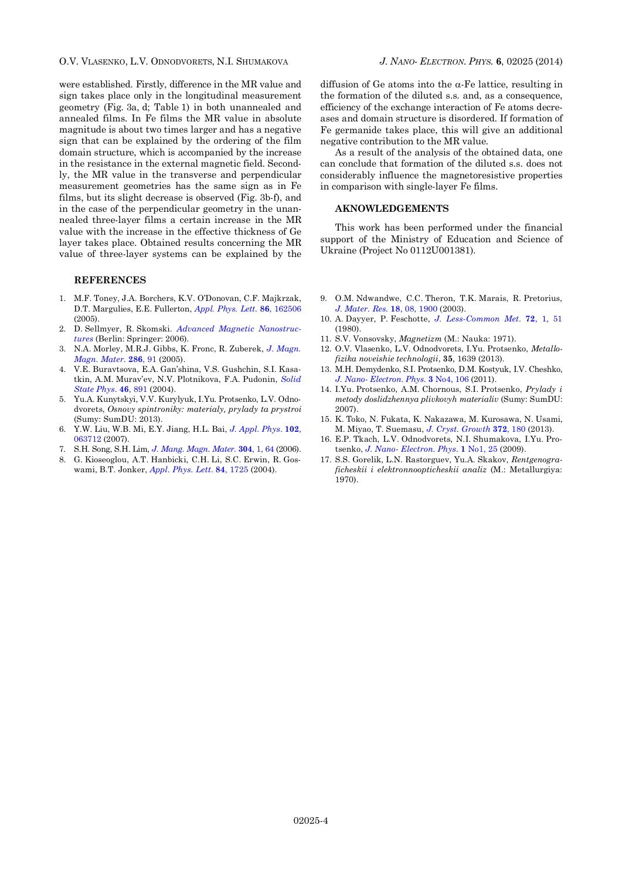were established. Firstly, difference in the MR value and sign takes place only in the longitudinal measurement geometry (Fig. 3a, d; Table 1) in both unannealed and annealed films. In Fe films the MR value in absolute magnitude is about two times larger and has a negative sign that can be explained by the ordering of the film domain structure, which is accompanied by the increase in the resistance in the external magnetic field. Secondly, the MR value in the transverse and perpendicular measurement geometries has the same sign as in Fe films, but its slight decrease is observed (Fig. 3b-f), and in the case of the perpendicular geometry in the unannealed three-layer films a certain increase in the MR value with the increase in the effective thickness of Ge layer takes place. Obtained results concerning the MR value of three-layer systems can be explained by the diffusion of Ge atoms into the α-Fe lattice, resulting in the formation of the diluted s.s. and, as a consequence, efficiency of the exchange interaction of Fe atoms decreases and domain structure is disordered. If formation of Fe germanide takes place, this will give an additional negative contribution to the MR value.

As a result of the analysis of the obtained data, one can conclude that formation of the diluted s.s. does not considerably influence the magnetoresistive properties in comparison with single-layer Fe films.

## AKNOWLEDGEMENTS

This work has been performed under the financial support of the Ministry of Education and Science of Ukraine (Project No 0112U001381).

## REFERENCES

1. M.F. Toney, J.A. Borchers, K.V. O'Donovan, C.F. Majkrzak, D.T. Margulies, E.E. Fullerton, *Appl. Phys. Lett.* **86**, 162506 (2005).
2. D. Sellmyer, R. Skomski. *Advanced Magnetic Nanostructures* (Berlin: Springer: 2006).
3. N.A. Morley, M.R.J. Gibbs, K. Fronc, R. Zuberek, *J. Magn. Magn. Mater.* **286**, 91 (2005).
4. V.E. Buravtsova, E.A. Gan'shina, V.S. Gushchin, S.I. Kasatkin, A.M. Murav'ev, N.V. Plotnikova, F.A. Pudonin, *Solid State Phys.* **46**, 891 (2004).
5. Yu.A. Kunytskyi, V.V. Kurylyuk, I.Yu. Protsenko, L.V. Odnodvorets, *Osnovy spintroniky: materialy, prylady ta prystroi* (Sumy: SumDU: 2013).
6. Y.W. Liu, W.B. Mi, E.Y. Jiang, H.L. Bai, *J. Appl. Phys.* **102**, 063712 (2007).
7. S.H. Song, S.H. Lim, *J. Mang. Magn. Mater.* **304**, 1, 64 (2006).
8. G. Kioseoglou, A.T. Hanbicki, C.H. Li, S.C. Erwin, R. Goswami, B.T. Jonker, *Appl. Phys. Lett.* **84**, 1725 (2004).
9. O.M. Ndwandwe, C.C. Theron, T.K. Marais, R. Pretorius, *J. Mater. Res.* **18**, 08, 1900 (2003).
10. A. Dayyer, P. Feschotte, *J. Less-Common Met.* **72**, 1, 51 (1980).
11. S.V. Vonsovsky, *Magnetizm* (M.: Nauka: 1971).
12. O.V. Vlasenko, L.V. Odnodvorets, I.Yu. Protsenko, *Metallofizika noveishie technologii*, **35**, 1639 (2013).
13. M.H. Demydenko, S.I. Protsenko, D.M. Kostyuk, I.V. Cheshko, *J. Nano- Electron. Phys.* **3** No4, 106 (2011).
14. I.Yu. Protsenko, A.M. Chornous, S.I. Protsenko, *Prylady i metody doslidzhennya plivkovyh materialiv* (Sumy: SumDU: 2007).
15. K. Toko, N. Fukata, K. Nakazawa, M. Kurosawa, N. Usami, M. Miyao, T. Suemasu, *J. Cryst. Growth* **372**, 180 (2013).
16. E.P. Tkach, L.V. Odnodvorets, N.I. Shumakova, I.Yu. Protsenko, *J. Nano- Electron. Phys.* **1** No1, 25 (2009).
17. S.S. Gorelik, L.N. Rastorguev, Yu.A. Skakov, *Rentgenograficheskii i elektronnoopticheskii analiz* (M.: Metallurgiya: 1970).